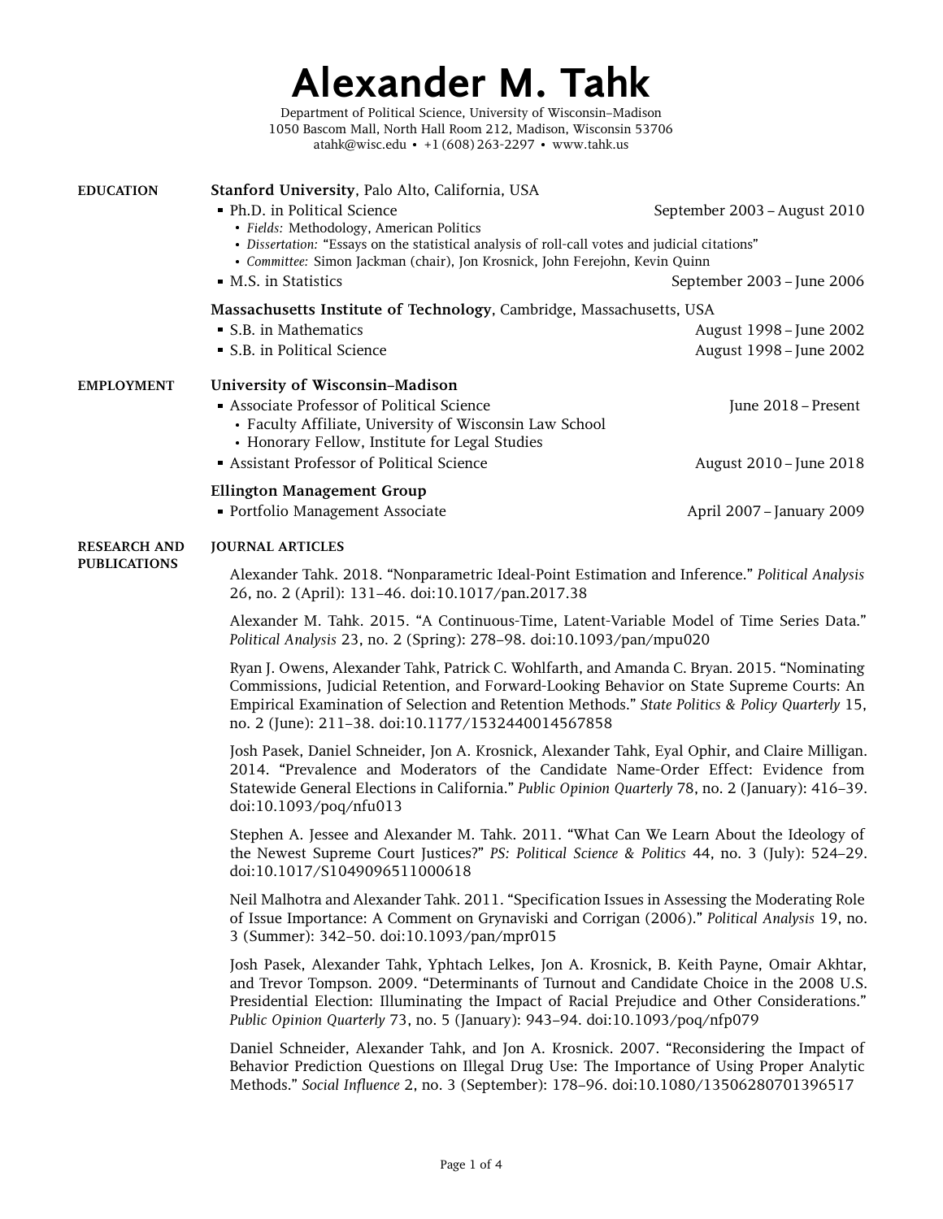# Alexander M. Tahk

Department of Political Science, University of Wisconsin–Madison
1050 Bascom Mall, North Hall Room 212, Madison, Wisconsin 53706
atahk@wisc.edu • +1 (608) 263-2297 • www.tahk.us

## EDUCATION

**Stanford University**, Palo Alto, California, USA

- Ph.D. in Political Science — September 2003 – August 2010
  - *Fields:* Methodology, American Politics
  - *Dissertation:* "Essays on the statistical analysis of roll-call votes and judicial citations"
  - *Committee:* Simon Jackman (chair), Jon Krosnick, John Ferejohn, Kevin Quinn
- M.S. in Statistics — September 2003 – June 2006

**Massachusetts Institute of Technology**, Cambridge, Massachusetts, USA

- S.B. in Mathematics — August 1998 – June 2002
- S.B. in Political Science — August 1998 – June 2002

## EMPLOYMENT

**University of Wisconsin–Madison**

- Associate Professor of Political Science — June 2018 – Present
  - Faculty Affiliate, University of Wisconsin Law School
  - Honorary Fellow, Institute for Legal Studies
- Assistant Professor of Political Science — August 2010 – June 2018

**Ellington Management Group**

- Portfolio Management Associate — April 2007 – January 2009

## RESEARCH AND PUBLICATIONS

### JOURNAL ARTICLES

Alexander Tahk. 2018. "Nonparametric Ideal-Point Estimation and Inference." *Political Analysis* 26, no. 2 (April): 131–46. doi:10.1017/pan.2017.38

Alexander M. Tahk. 2015. "A Continuous-Time, Latent-Variable Model of Time Series Data." *Political Analysis* 23, no. 2 (Spring): 278–98. doi:10.1093/pan/mpu020

Ryan J. Owens, Alexander Tahk, Patrick C. Wohlfarth, and Amanda C. Bryan. 2015. "Nominating Commissions, Judicial Retention, and Forward-Looking Behavior on State Supreme Courts: An Empirical Examination of Selection and Retention Methods." *State Politics & Policy Quarterly* 15, no. 2 (June): 211–38. doi:10.1177/1532440014567858

Josh Pasek, Daniel Schneider, Jon A. Krosnick, Alexander Tahk, Eyal Ophir, and Claire Milligan. 2014. "Prevalence and Moderators of the Candidate Name-Order Effect: Evidence from Statewide General Elections in California." *Public Opinion Quarterly* 78, no. 2 (January): 416–39. doi:10.1093/poq/nfu013

Stephen A. Jessee and Alexander M. Tahk. 2011. "What Can We Learn About the Ideology of the Newest Supreme Court Justices?" *PS: Political Science & Politics* 44, no. 3 (July): 524–29. doi:10.1017/S1049096511000618

Neil Malhotra and Alexander Tahk. 2011. "Specification Issues in Assessing the Moderating Role of Issue Importance: A Comment on Grynaviski and Corrigan (2006)." *Political Analysis* 19, no. 3 (Summer): 342–50. doi:10.1093/pan/mpr015

Josh Pasek, Alexander Tahk, Yphtach Lelkes, Jon A. Krosnick, B. Keith Payne, Omair Akhtar, and Trevor Tompson. 2009. "Determinants of Turnout and Candidate Choice in the 2008 U.S. Presidential Election: Illuminating the Impact of Racial Prejudice and Other Considerations." *Public Opinion Quarterly* 73, no. 5 (January): 943–94. doi:10.1093/poq/nfp079

Daniel Schneider, Alexander Tahk, and Jon A. Krosnick. 2007. "Reconsidering the Impact of Behavior Prediction Questions on Illegal Drug Use: The Importance of Using Proper Analytic Methods." *Social Influence* 2, no. 3 (September): 178–96. doi:10.1080/13506280701396517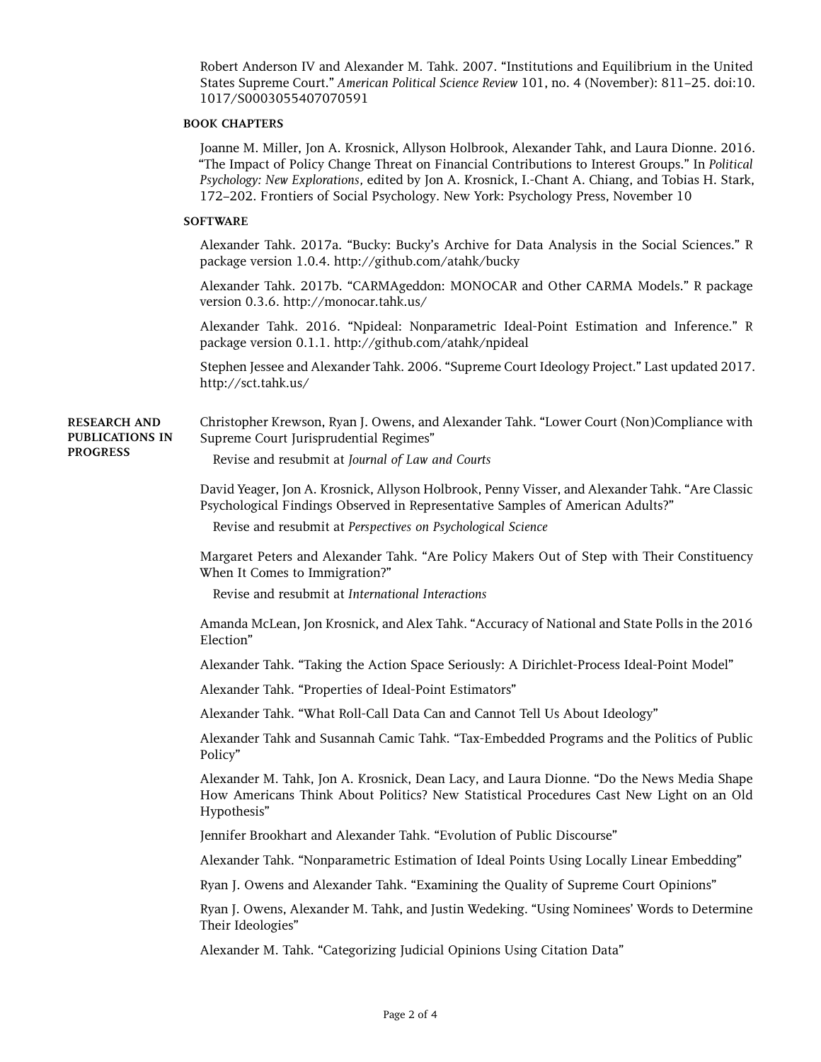Robert Anderson IV and Alexander M. Tahk. 2007. “Institutions and Equilibrium in the United States Supreme Court.” *American Political Science Review* 101, no. 4 (November): 811–25. doi:10.1017/S0003055407070591

### BOOK CHAPTERS

Joanne M. Miller, Jon A. Krosnick, Allyson Holbrook, Alexander Tahk, and Laura Dionne. 2016. “The Impact of Policy Change Threat on Financial Contributions to Interest Groups.” In *Political Psychology: New Explorations,* edited by Jon A. Krosnick, I.-Chant A. Chiang, and Tobias H. Stark, 172–202. Frontiers of Social Psychology. New York: Psychology Press, November 10

### SOFTWARE

Alexander Tahk. 2017a. “Bucky: Bucky’s Archive for Data Analysis in the Social Sciences.” R package version 1.0.4. http://github.com/atahk/bucky

Alexander Tahk. 2017b. “CARMAgeddon: MONOCAR and Other CARMA Models.” R package version 0.3.6. http://monocar.tahk.us/

Alexander Tahk. 2016. “Npideal: Nonparametric Ideal-Point Estimation and Inference.” R package version 0.1.1. http://github.com/atahk/npideal

Stephen Jessee and Alexander Tahk. 2006. “Supreme Court Ideology Project.” Last updated 2017. http://sct.tahk.us/

## RESEARCH AND PUBLICATIONS IN PROGRESS

Christopher Krewson, Ryan J. Owens, and Alexander Tahk. “Lower Court (Non)Compliance with Supreme Court Jurisprudential Regimes”

Revise and resubmit at *Journal of Law and Courts*

David Yeager, Jon A. Krosnick, Allyson Holbrook, Penny Visser, and Alexander Tahk. “Are Classic Psychological Findings Observed in Representative Samples of American Adults?”

Revise and resubmit at *Perspectives on Psychological Science*

Margaret Peters and Alexander Tahk. “Are Policy Makers Out of Step with Their Constituency When It Comes to Immigration?”

Revise and resubmit at *International Interactions*

Amanda McLean, Jon Krosnick, and Alex Tahk. “Accuracy of National and State Polls in the 2016 Election”

Alexander Tahk. “Taking the Action Space Seriously: A Dirichlet-Process Ideal-Point Model”

Alexander Tahk. “Properties of Ideal-Point Estimators”

Alexander Tahk. “What Roll-Call Data Can and Cannot Tell Us About Ideology”

Alexander Tahk and Susannah Camic Tahk. “Tax-Embedded Programs and the Politics of Public Policy”

Alexander M. Tahk, Jon A. Krosnick, Dean Lacy, and Laura Dionne. “Do the News Media Shape How Americans Think About Politics? New Statistical Procedures Cast New Light on an Old Hypothesis”

Jennifer Brookhart and Alexander Tahk. “Evolution of Public Discourse”

Alexander Tahk. “Nonparametric Estimation of Ideal Points Using Locally Linear Embedding”

Ryan J. Owens and Alexander Tahk. “Examining the Quality of Supreme Court Opinions”

Ryan J. Owens, Alexander M. Tahk, and Justin Wedeking. “Using Nominees’ Words to Determine Their Ideologies”

Alexander M. Tahk. “Categorizing Judicial Opinions Using Citation Data”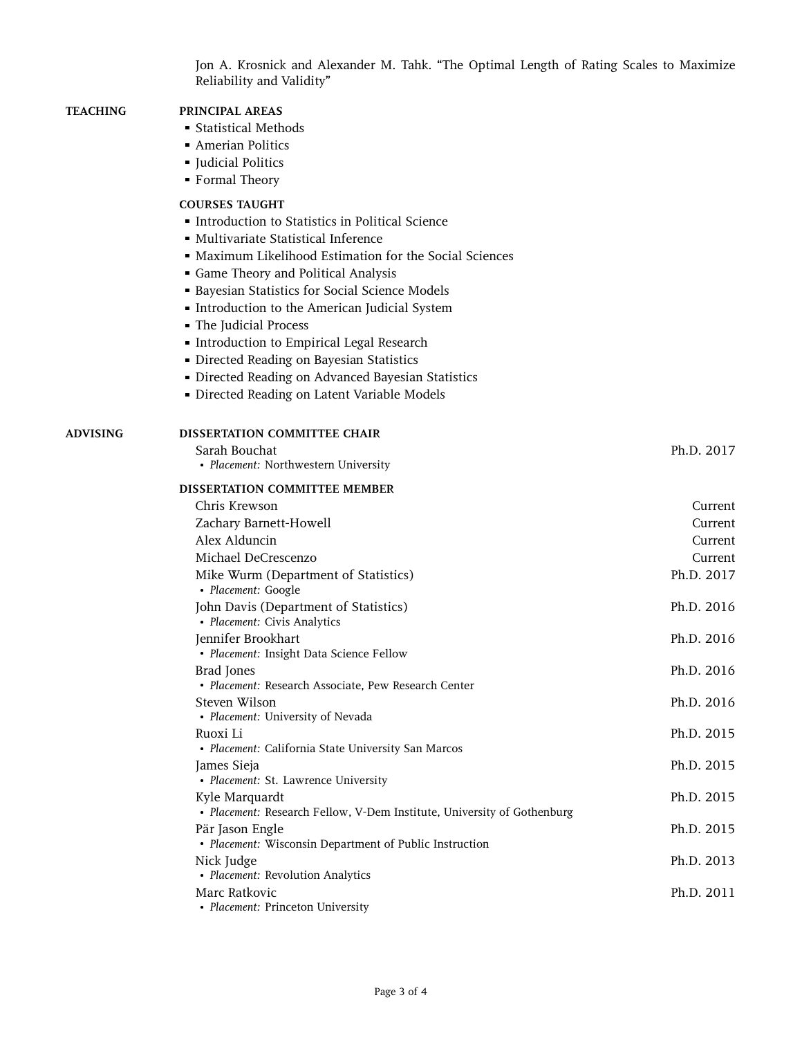Jon A. Krosnick and Alexander M. Tahk. "The Optimal Length of Rating Scales to Maximize Reliability and Validity"

## TEACHING

### PRINCIPAL AREAS

- Statistical Methods
- Amerian Politics
- Judicial Politics
- Formal Theory

### COURSES TAUGHT

- Introduction to Statistics in Political Science
- Multivariate Statistical Inference
- Maximum Likelihood Estimation for the Social Sciences
- Game Theory and Political Analysis
- Bayesian Statistics for Social Science Models
- Introduction to the American Judicial System
- The Judicial Process
- Introduction to Empirical Legal Research
- Directed Reading on Bayesian Statistics
- Directed Reading on Advanced Bayesian Statistics
- Directed Reading on Latent Variable Models

## ADVISING

### DISSERTATION COMMITTEE CHAIR

Sarah Bouchat — Ph.D. 2017
- *Placement:* Northwestern University

### DISSERTATION COMMITTEE MEMBER

Chris Krewson — Current

Zachary Barnett-Howell — Current

Alex Alduncin — Current

Michael DeCrescenzo — Current

Mike Wurm (Department of Statistics) — Ph.D. 2017
- *Placement:* Google

John Davis (Department of Statistics) — Ph.D. 2016
- *Placement:* Civis Analytics

Jennifer Brookhart — Ph.D. 2016
- *Placement:* Insight Data Science Fellow

Brad Jones — Ph.D. 2016
- *Placement:* Research Associate, Pew Research Center

Steven Wilson — Ph.D. 2016
- *Placement:* University of Nevada

Ruoxi Li — Ph.D. 2015
- *Placement:* California State University San Marcos

James Sieja — Ph.D. 2015
- *Placement:* St. Lawrence University

Kyle Marquardt — Ph.D. 2015
- *Placement:* Research Fellow, V-Dem Institute, University of Gothenburg

Pär Jason Engle — Ph.D. 2015
- *Placement:* Wisconsin Department of Public Instruction

Nick Judge — Ph.D. 2013
- *Placement:* Revolution Analytics

Marc Ratkovic — Ph.D. 2011
- *Placement:* Princeton University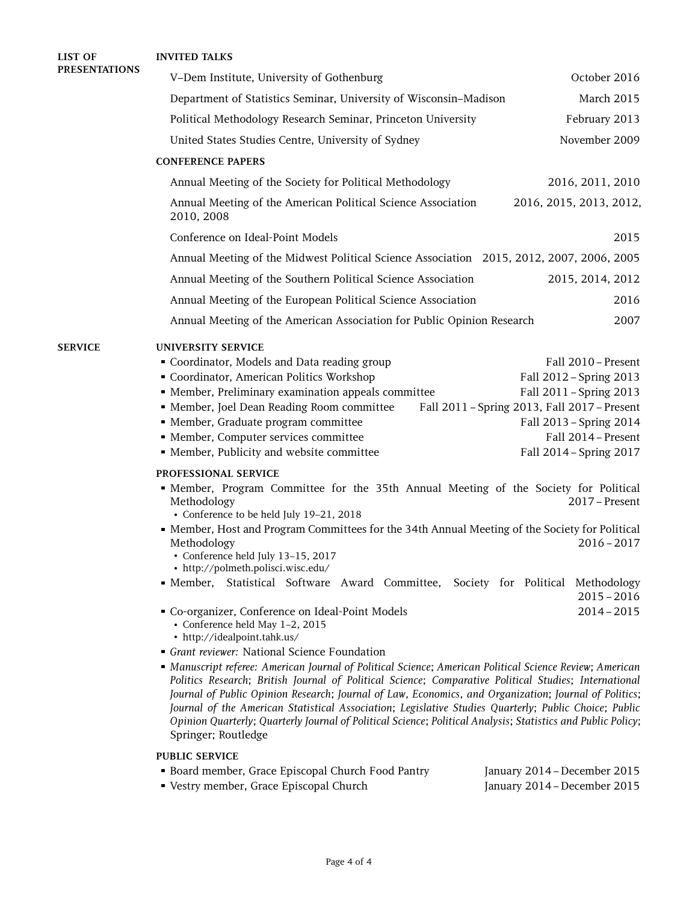## LIST OF PRESENTATIONS

### INVITED TALKS

- V–Dem Institute, University of Gothenburg — October 2016
- Department of Statistics Seminar, University of Wisconsin–Madison — March 2015
- Political Methodology Research Seminar, Princeton University — February 2013
- United States Studies Centre, University of Sydney — November 2009

### CONFERENCE PAPERS

- Annual Meeting of the Society for Political Methodology — 2016, 2011, 2010
- Annual Meeting of the American Political Science Association — 2016, 2015, 2013, 2012, 2010, 2008
- Conference on Ideal-Point Models — 2015
- Annual Meeting of the Midwest Political Science Association — 2015, 2012, 2007, 2006, 2005
- Annual Meeting of the Southern Political Science Association — 2015, 2014, 2012
- Annual Meeting of the European Political Science Association — 2016
- Annual Meeting of the American Association for Public Opinion Research — 2007

## SERVICE

### UNIVERSITY SERVICE

- Coordinator, Models and Data reading group — Fall 2010 – Present
- Coordinator, American Politics Workshop — Fall 2012 – Spring 2013
- Member, Preliminary examination appeals committee — Fall 2011 – Spring 2013
- Member, Joel Dean Reading Room committee — Fall 2011 – Spring 2013, Fall 2017 – Present
- Member, Graduate program committee — Fall 2013 – Spring 2014
- Member, Computer services committee — Fall 2014 – Present
- Member, Publicity and website committee — Fall 2014 – Spring 2017

### PROFESSIONAL SERVICE

- Member, Program Committee for the 35th Annual Meeting of the Society for Political Methodology — 2017 – Present
  - Conference to be held July 19–21, 2018
- Member, Host and Program Committees for the 34th Annual Meeting of the Society for Political Methodology — 2016 – 2017
  - Conference held July 13–15, 2017
  - http://polmeth.polisci.wisc.edu/
- Member, Statistical Software Award Committee, Society for Political Methodology — 2015 – 2016
- Co-organizer, Conference on Ideal-Point Models — 2014 – 2015
  - Conference held May 1–2, 2015
  - http://idealpoint.tahk.us/
- *Grant reviewer:* National Science Foundation
- *Manuscript referee: American Journal of Political Science*; *American Political Science Review*; *American Politics Research*; *British Journal of Political Science*; *Comparative Political Studies*; *International Journal of Public Opinion Research*; *Journal of Law, Economics, and Organization*; *Journal of Politics*; *Journal of the American Statistical Association*; *Legislative Studies Quarterly*; *Public Choice*; *Public Opinion Quarterly*; *Quarterly Journal of Political Science*; *Political Analysis*; *Statistics and Public Policy*; Springer; Routledge

### PUBLIC SERVICE

- Board member, Grace Episcopal Church Food Pantry — January 2014 – December 2015
- Vestry member, Grace Episcopal Church — January 2014 – December 2015